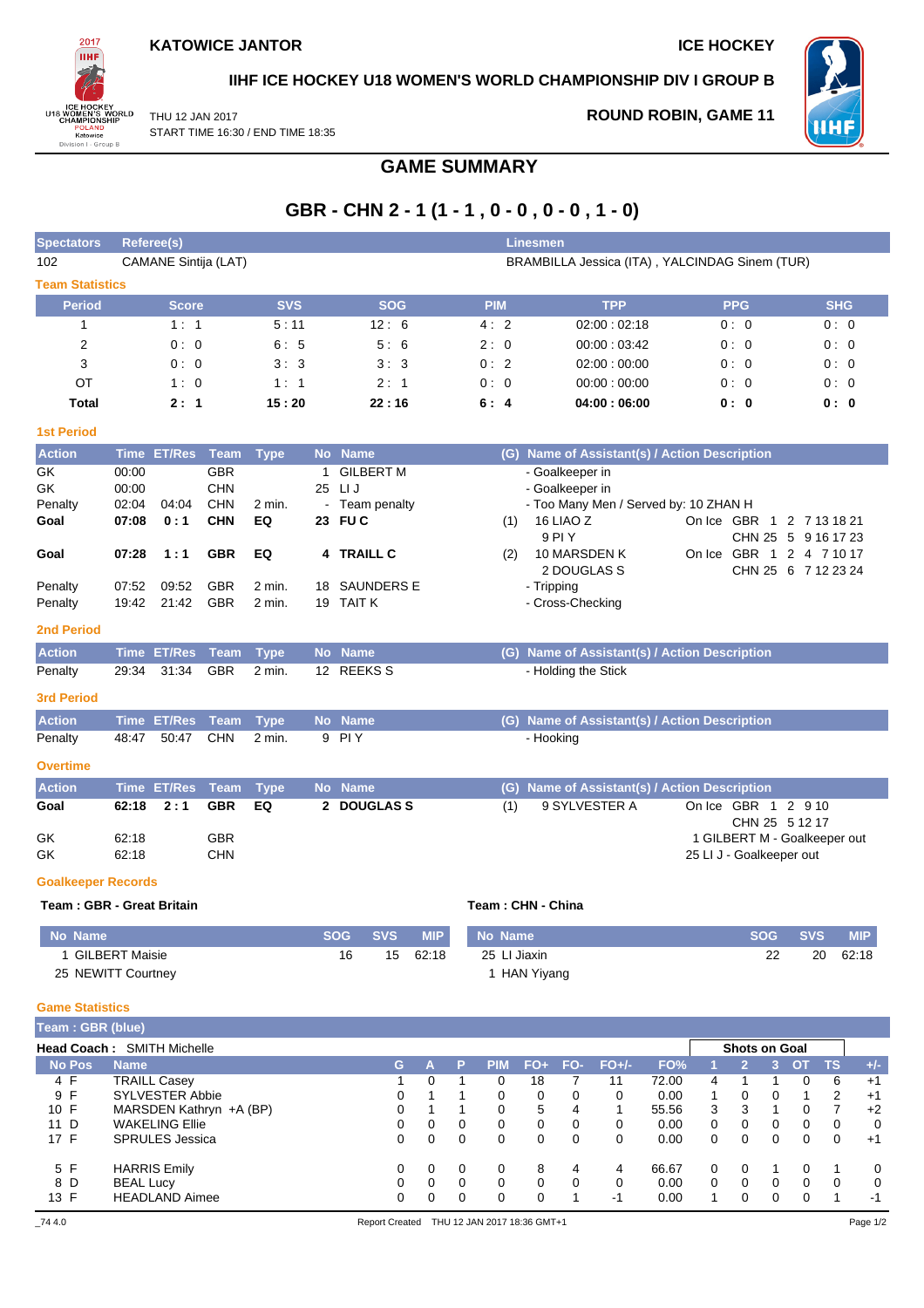**KATOWICE JANTOR** — **ICE HOCKEY**

## IIHF ICE HOCKEY U18 WOMEN'S WORLD CHAMPIONSHIP DIV I GROUP B

THU 12 JAN 2017
START TIME 16:30 / END TIME 18:35

**ROUND ROBIN, GAME 11**

# GAME SUMMARY

## GBR - CHN 2 - 1 (1 - 1 , 0 - 0 , 0 - 0 , 1 - 0)

| Spectators | Referee(s) | Linesmen |
|---|---|---|
| 102 | CAMANE Sintija (LAT) | BRAMBILLA Jessica (ITA) , YALCINDAG Sinem (TUR) |

### Team Statistics

| Period | Score | SVS | SOG | PIM | TPP | PPG | SHG |
|---|---|---|---|---|---|---|---|
| 1 | 1 : 1 | 5 : 11 | 12 : 6 | 4 : 2 | 02:00 : 02:18 | 0 : 0 | 0 : 0 |
| 2 | 0 : 0 | 6 : 5 | 5 : 6 | 2 : 0 | 00:00 : 03:42 | 0 : 0 | 0 : 0 |
| 3 | 0 : 0 | 3 : 3 | 3 : 3 | 0 : 2 | 02:00 : 00:00 | 0 : 0 | 0 : 0 |
| OT | 1 : 0 | 1 : 1 | 2 : 1 | 0 : 0 | 00:00 : 00:00 | 0 : 0 | 0 : 0 |
| **Total** | **2 : 1** | **15 : 20** | **22 : 16** | **6 : 4** | **04:00 : 06:00** | **0 : 0** | **0 : 0** |

### 1st Period

| Action | Time | ET/Res | Team | Type | No | Name | (G) | Name of Assistant(s) / Action Description | On Ice |
|---|---|---|---|---|---|---|---|---|---|
| GK | 00:00 | | GBR | | 1 | GILBERT M | | - Goalkeeper in | |
| GK | 00:00 | | CHN | | 25 | LI J | | - Goalkeeper in | |
| Penalty | 02:04 | 04:04 | CHN | 2 min. | - | Team penalty | | - Too Many Men / Served by: 10 ZHAN H | |
| **Goal** | **07:08** | **0 : 1** | **CHN** | **EQ** | **23** | **FU C** | (1) | 16 LIAO Z<br>9 PI Y | GBR 1 2 7 13 18 21<br>CHN 25 5 9 16 17 23 |
| **Goal** | **07:28** | **1 : 1** | **GBR** | **EQ** | **4** | **TRAILL C** | (2) | 10 MARSDEN K<br>2 DOUGLAS S | GBR 1 2 4 7 10 17<br>CHN 25 6 7 12 23 24 |
| Penalty | 07:52 | 09:52 | GBR | 2 min. | 18 | SAUNDERS E | | - Tripping | |
| Penalty | 19:42 | 21:42 | GBR | 2 min. | 19 | TAIT K | | - Cross-Checking | |

### 2nd Period

| Action | Time | ET/Res | Team | Type | No | Name | (G) | Name of Assistant(s) / Action Description |
|---|---|---|---|---|---|---|---|---|
| Penalty | 29:34 | 31:34 | GBR | 2 min. | 12 | REEKS S | | - Holding the Stick |

### 3rd Period

| Action | Time | ET/Res | Team | Type | No | Name | (G) | Name of Assistant(s) / Action Description |
|---|---|---|---|---|---|---|---|---|
| Penalty | 48:47 | 50:47 | CHN | 2 min. | 9 | PI Y | | - Hooking |

### Overtime

| Action | Time | ET/Res | Team | Type | No | Name | (G) | Name of Assistant(s) / Action Description | On Ice |
|---|---|---|---|---|---|---|---|---|---|
| **Goal** | **62:18** | **2 : 1** | **GBR** | **EQ** | **2** | **DOUGLAS S** | (1) | 9 SYLVESTER A | GBR 1 2 9 10<br>CHN 25 5 12 17 |
| GK | 62:18 | | GBR | | | | | 1 GILBERT M - Goalkeeper out | |
| GK | 62:18 | | CHN | | | | | 25 LI J - Goalkeeper out | |

### Goalkeeper Records

**Team : GBR - Great Britain**

| No | Name | SOG | SVS | MIP |
|---|---|---|---|---|
| 1 | GILBERT Maisie | 16 | 15 | 62:18 |
| 25 | NEWITT Courtney | | | |

**Team : CHN - China**

| No | Name | SOG | SVS | MIP |
|---|---|---|---|---|
| 25 | LI Jiaxin | 22 | 20 | 62:18 |
| 1 | HAN Yiyang | | | |

### Game Statistics

**Team : GBR (blue)**

**Head Coach :** SMITH Michelle

| No | Pos | Name | G | A | P | PIM | FO+ | FO- | FO+/- | FO% | SOG 1 | SOG 2 | SOG 3 | SOG OT | SOG TS | +/- |
|---|---|---|---|---|---|---|---|---|---|---|---|---|---|---|---|---|
| 4 | F | TRAILL Casey | 1 | 0 | 1 | 0 | 18 | 7 | 11 | 72.00 | 4 | 1 | 1 | 0 | 6 | +1 |
| 9 | F | SYLVESTER Abbie | 0 | 1 | 1 | 0 | 0 | 0 | 0 | 0.00 | 1 | 0 | 0 | 1 | 2 | +1 |
| 10 | F | MARSDEN Kathryn +A (BP) | 0 | 1 | 1 | 0 | 5 | 4 | 1 | 55.56 | 3 | 3 | 1 | 0 | 7 | +2 |
| 11 | D | WAKELING Ellie | 0 | 0 | 0 | 0 | 0 | 0 | 0 | 0.00 | 0 | 0 | 0 | 0 | 0 | 0 |
| 17 | F | SPRULES Jessica | 0 | 0 | 0 | 0 | 0 | 0 | 0 | 0.00 | 0 | 0 | 0 | 0 | 0 | +1 |
| 5 | F | HARRIS Emily | 0 | 0 | 0 | 0 | 8 | 4 | 4 | 66.67 | 0 | 0 | 1 | 0 | 1 | 0 |
| 8 | D | BEAL Lucy | 0 | 0 | 0 | 0 | 0 | 0 | 0 | 0.00 | 0 | 0 | 0 | 0 | 0 | 0 |
| 13 | F | HEADLAND Aimee | 0 | 0 | 0 | 0 | 0 | 1 | -1 | 0.00 | 1 | 0 | 0 | 0 | 1 | -1 |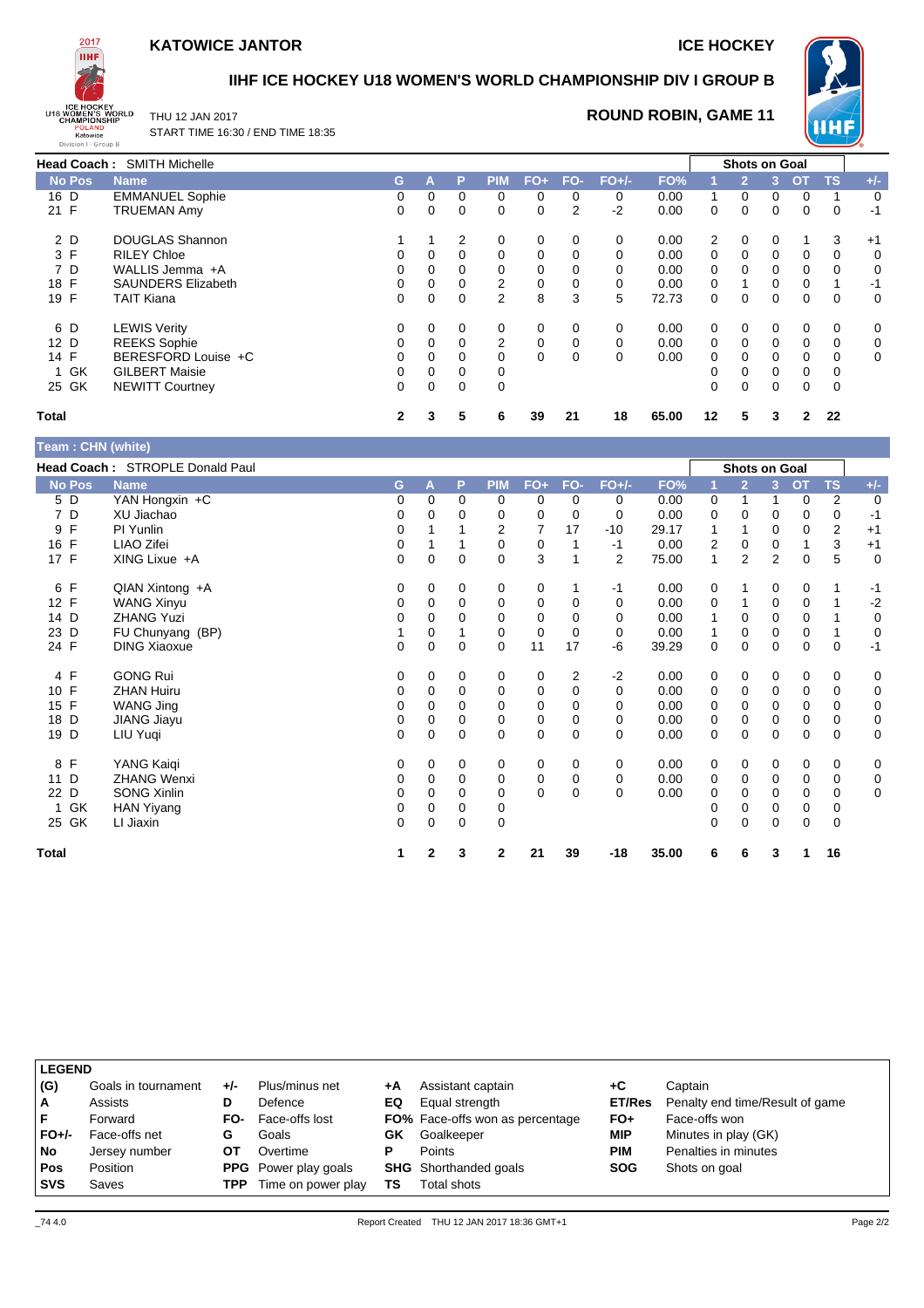# KATOWICE JANTOR

ICE HOCKEY

## IIHF ICE HOCKEY U18 WOMEN'S WORLD CHAMPIONSHIP DIV I GROUP B

THU 12 JAN 2017
START TIME 16:30 / END TIME 18:35

**ROUND ROBIN, GAME 11**

**Head Coach :** SMITH Michelle

| No | Pos | Name | G | A | P | PIM | FO+ | FO- | FO+/- | FO% | Shots on Goal 1 | 2 | 3 | OT | TS | +/- |
|---|---|---|---|---|---|---|---|---|---|---|---|---|---|---|---|---|
| 16 | D | EMMANUEL Sophie | 0 | 0 | 0 | 0 | 0 | 0 | 0 | 0.00 | 1 | 0 | 0 | 0 | 1 | 0 |
| 21 | F | TRUEMAN Amy | 0 | 0 | 0 | 0 | 0 | 2 | -2 | 0.00 | 0 | 0 | 0 | 0 | 0 | -1 |
| 2 | D | DOUGLAS Shannon | 1 | 1 | 2 | 0 | 0 | 0 | 0 | 0.00 | 2 | 0 | 0 | 1 | 3 | +1 |
| 3 | F | RILEY Chloe | 0 | 0 | 0 | 0 | 0 | 0 | 0 | 0.00 | 0 | 0 | 0 | 0 | 0 | 0 |
| 7 | D | WALLIS Jemma +A | 0 | 0 | 0 | 0 | 0 | 0 | 0 | 0.00 | 0 | 0 | 0 | 0 | 0 | 0 |
| 18 | F | SAUNDERS Elizabeth | 0 | 0 | 0 | 2 | 0 | 0 | 0 | 0.00 | 0 | 1 | 0 | 0 | 1 | -1 |
| 19 | F | TAIT Kiana | 0 | 0 | 0 | 2 | 8 | 3 | 5 | 72.73 | 0 | 0 | 0 | 0 | 0 | 0 |
| 6 | D | LEWIS Verity | 0 | 0 | 0 | 0 | 0 | 0 | 0 | 0.00 | 0 | 0 | 0 | 0 | 0 | 0 |
| 12 | D | REEKS Sophie | 0 | 0 | 0 | 2 | 0 | 0 | 0 | 0.00 | 0 | 0 | 0 | 0 | 0 | 0 |
| 14 | F | BERESFORD Louise +C | 0 | 0 | 0 | 0 | 0 | 0 | 0 | 0.00 | 0 | 0 | 0 | 0 | 0 | 0 |
| 1 | GK | GILBERT Maisie | 0 | 0 | 0 | 0 | | | | | 0 | 0 | 0 | 0 | 0 | |
| 25 | GK | NEWITT Courtney | 0 | 0 | 0 | 0 | | | | | 0 | 0 | 0 | 0 | 0 | |
| **Total** | | | **2** | **3** | **5** | **6** | **39** | **21** | **18** | **65.00** | **12** | **5** | **3** | **2** | **22** | |

**Team : CHN (white)**

**Head Coach :** STROPLE Donald Paul

| No | Pos | Name | G | A | P | PIM | FO+ | FO- | FO+/- | FO% | Shots on Goal 1 | 2 | 3 | OT | TS | +/- |
|---|---|---|---|---|---|---|---|---|---|---|---|---|---|---|---|---|
| 5 | D | YAN Hongxin +C | 0 | 0 | 0 | 0 | 0 | 0 | 0 | 0.00 | 0 | 1 | 1 | 0 | 2 | 0 |
| 7 | D | XU Jiachao | 0 | 0 | 0 | 0 | 0 | 0 | 0 | 0.00 | 0 | 0 | 0 | 0 | 0 | -1 |
| 9 | F | PI Yunlin | 0 | 1 | 1 | 2 | 7 | 17 | -10 | 29.17 | 1 | 1 | 0 | 0 | 2 | +1 |
| 16 | F | LIAO Zifei | 0 | 1 | 1 | 0 | 0 | 1 | -1 | 0.00 | 2 | 0 | 0 | 1 | 3 | +1 |
| 17 | F | XING Lixue +A | 0 | 0 | 0 | 0 | 3 | 1 | 2 | 75.00 | 1 | 2 | 2 | 0 | 5 | 0 |
| 6 | F | QIAN Xintong +A | 0 | 0 | 0 | 0 | 0 | 1 | -1 | 0.00 | 0 | 1 | 0 | 0 | 1 | -1 |
| 12 | F | WANG Xinyu | 0 | 0 | 0 | 0 | 0 | 0 | 0 | 0.00 | 0 | 1 | 0 | 0 | 1 | -2 |
| 14 | D | ZHANG Yuzi | 0 | 0 | 0 | 0 | 0 | 0 | 0 | 0.00 | 1 | 0 | 0 | 0 | 1 | 0 |
| 23 | D | FU Chunyang (BP) | 1 | 0 | 1 | 0 | 0 | 0 | 0 | 0.00 | 1 | 0 | 0 | 0 | 1 | 0 |
| 24 | F | DING Xiaoxue | 0 | 0 | 0 | 0 | 11 | 17 | -6 | 39.29 | 0 | 0 | 0 | 0 | 0 | -1 |
| 4 | F | GONG Rui | 0 | 0 | 0 | 0 | 0 | 2 | -2 | 0.00 | 0 | 0 | 0 | 0 | 0 | 0 |
| 10 | F | ZHAN Huiru | 0 | 0 | 0 | 0 | 0 | 0 | 0 | 0.00 | 0 | 0 | 0 | 0 | 0 | 0 |
| 15 | F | WANG Jing | 0 | 0 | 0 | 0 | 0 | 0 | 0 | 0.00 | 0 | 0 | 0 | 0 | 0 | 0 |
| 18 | D | JIANG Jiayu | 0 | 0 | 0 | 0 | 0 | 0 | 0 | 0.00 | 0 | 0 | 0 | 0 | 0 | 0 |
| 19 | D | LIU Yuqi | 0 | 0 | 0 | 0 | 0 | 0 | 0 | 0.00 | 0 | 0 | 0 | 0 | 0 | 0 |
| 8 | F | YANG Kaiqi | 0 | 0 | 0 | 0 | 0 | 0 | 0 | 0.00 | 0 | 0 | 0 | 0 | 0 | 0 |
| 11 | D | ZHANG Wenxi | 0 | 0 | 0 | 0 | 0 | 0 | 0 | 0.00 | 0 | 0 | 0 | 0 | 0 | 0 |
| 22 | D | SONG Xinlin | 0 | 0 | 0 | 0 | 0 | 0 | 0 | 0.00 | 0 | 0 | 0 | 0 | 0 | 0 |
| 1 | GK | HAN Yiyang | 0 | 0 | 0 | 0 | | | | | 0 | 0 | 0 | 0 | 0 | |
| 25 | GK | LI Jiaxin | 0 | 0 | 0 | 0 | | | | | 0 | 0 | 0 | 0 | 0 | |
| **Total** | | | **1** | **2** | **3** | **2** | **21** | **39** | **-18** | **35.00** | **6** | **6** | **3** | **1** | **16** | |

**LEGEND**

| | | | | | | | |
|---|---|---|---|---|---|---|---|
| (G) | Goals in tournament | +/- | Plus/minus net | +A | Assistant captain | +C | Captain |
| A | Assists | D | Defence | EQ | Equal strength | ET/Res | Penalty end time/Result of game |
| F | Forward | FO- | Face-offs lost | FO% | Face-offs won as percentage | FO+ | Face-offs won |
| FO+/- | Face-offs net | G | Goals | GK | Goalkeeper | MIP | Minutes in play (GK) |
| No | Jersey number | OT | Overtime | P | Points | PIM | Penalties in minutes |
| Pos | Position | PPG | Power play goals | SHG | Shorthanded goals | SOG | Shots on goal |
| SVS | Saves | TPP | Time on power play | TS | Total shots | | |

_74 4.0 Report Created THU 12 JAN 2017 18:36 GMT+1